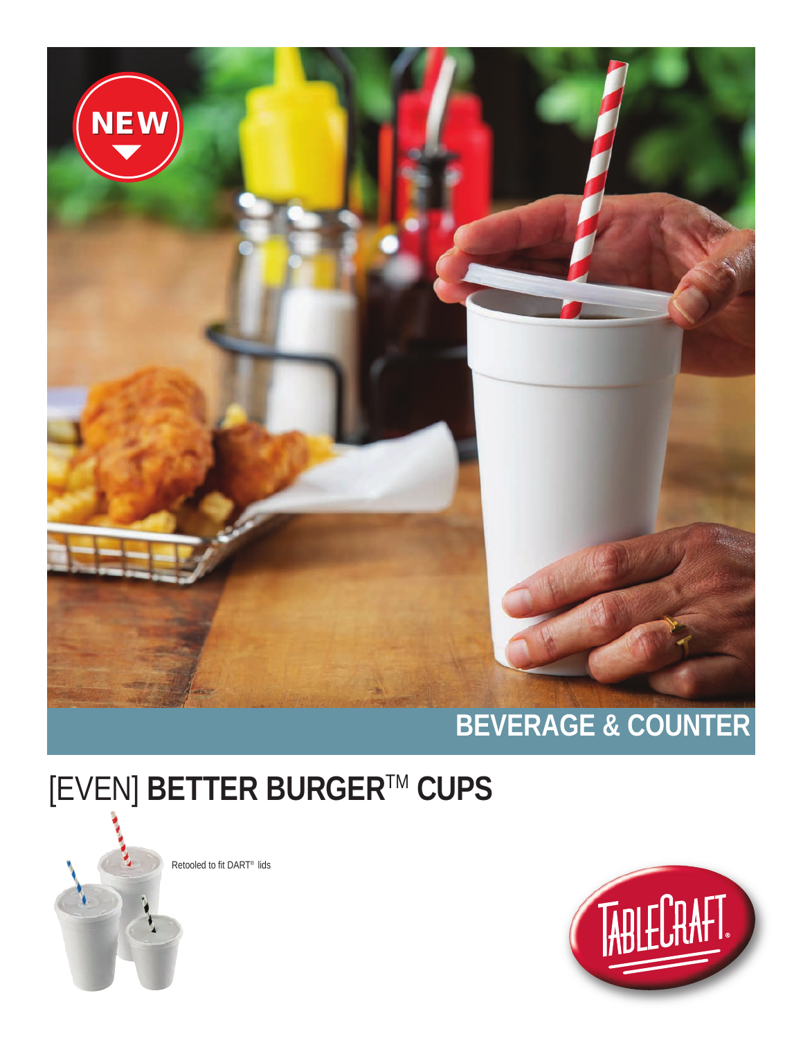NEW

## BEVERAGE & COUNTER

# [EVEN] **BETTER BURGER**™ **CUPS**

Retooled to fit DART® lids

TABLECRAFT®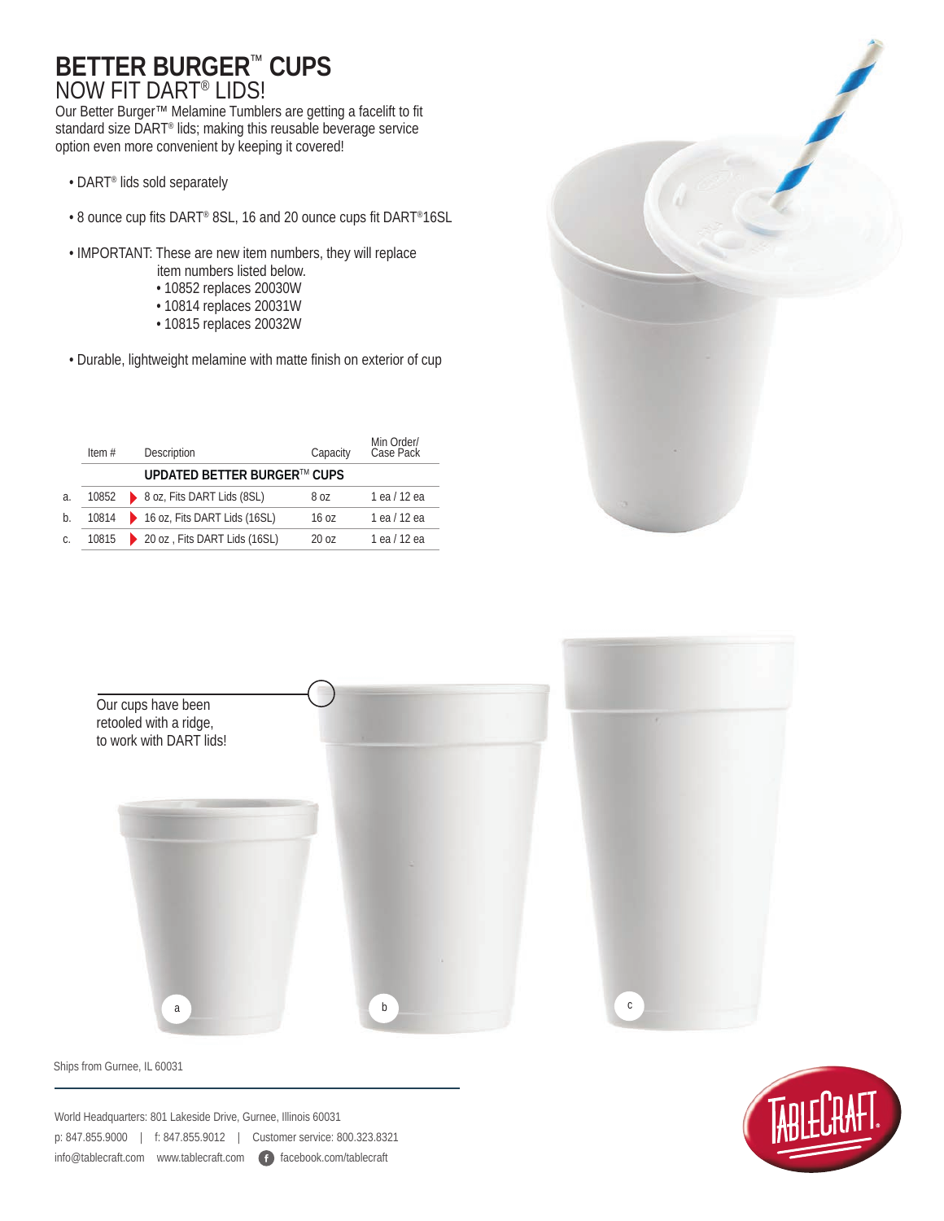# BETTER BURGER™ CUPS
## NOW FIT DART® LIDS!

Our Better Burger™ Melamine Tumblers are getting a facelift to fit standard size DART® lids; making this reusable beverage service option even more convenient by keeping it covered!

- DART® lids sold separately
- 8 ounce cup fits DART® 8SL, 16 and 20 ounce cups fit DART®16SL
- IMPORTANT: These are new item numbers, they will replace item numbers listed below.
  - 10852 replaces 20030W
  - 10814 replaces 20031W
  - 10815 replaces 20032W
- Durable, lightweight melamine with matte finish on exterior of cup

| | Item # | Description | Capacity | Min Order/ Case Pack |
|---|---|---|---|---|
| | | **UPDATED BETTER BURGER™ CUPS** | | |
| a. | 10852 | 8 oz, Fits DART Lids (8SL) | 8 oz | 1 ea / 12 ea |
| b. | 10814 | 16 oz, Fits DART Lids (16SL) | 16 oz | 1 ea / 12 ea |
| c. | 10815 | 20 oz , Fits DART Lids (16SL) | 20 oz | 1 ea / 12 ea |

Our cups have been retooled with a ridge, to work with DART lids!

a

b

c

Ships from Gurnee, IL 60031

World Headquarters: 801 Lakeside Drive, Gurnee, Illinois 60031
p: 847.855.9000 | f: 847.855.9012 | Customer service: 800.323.8321
info@tablecraft.com www.tablecraft.com facebook.com/tablecraft

TABLECRAFT.